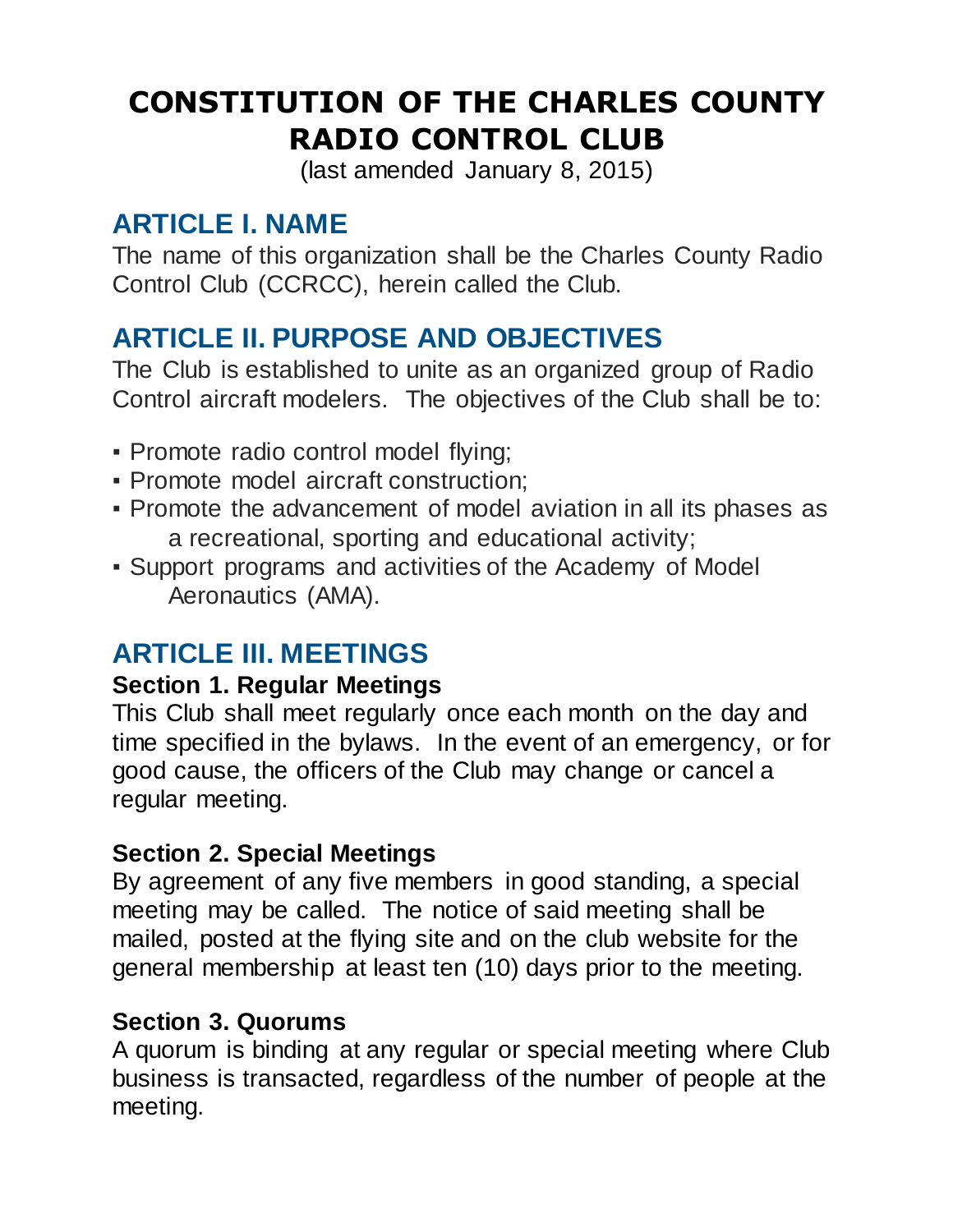# CONSTITUTION OF THE CHARLES COUNTY RADIO CONTROL CLUB

(last amended January 8, 2015)

## ARTICLE I. NAME

The name of this organization shall be the Charles County Radio Control Club (CCRCC), herein called the Club.

## ARTICLE II. PURPOSE AND OBJECTIVES

The Club is established to unite as an organized group of Radio Control aircraft modelers. The objectives of the Club shall be to:

- Promote radio control model flying;
- Promote model aircraft construction;
- Promote the advancement of model aviation in all its phases as a recreational, sporting and educational activity;
- Support programs and activities of the Academy of Model Aeronautics (AMA).

## ARTICLE III. MEETINGS

### Section 1. Regular Meetings

This Club shall meet regularly once each month on the day and time specified in the bylaws. In the event of an emergency, or for good cause, the officers of the Club may change or cancel a regular meeting.

### Section 2. Special Meetings

By agreement of any five members in good standing, a special meeting may be called. The notice of said meeting shall be mailed, posted at the flying site and on the club website for the general membership at least ten (10) days prior to the meeting.

### Section 3. Quorums

A quorum is binding at any regular or special meeting where Club business is transacted, regardless of the number of people at the meeting.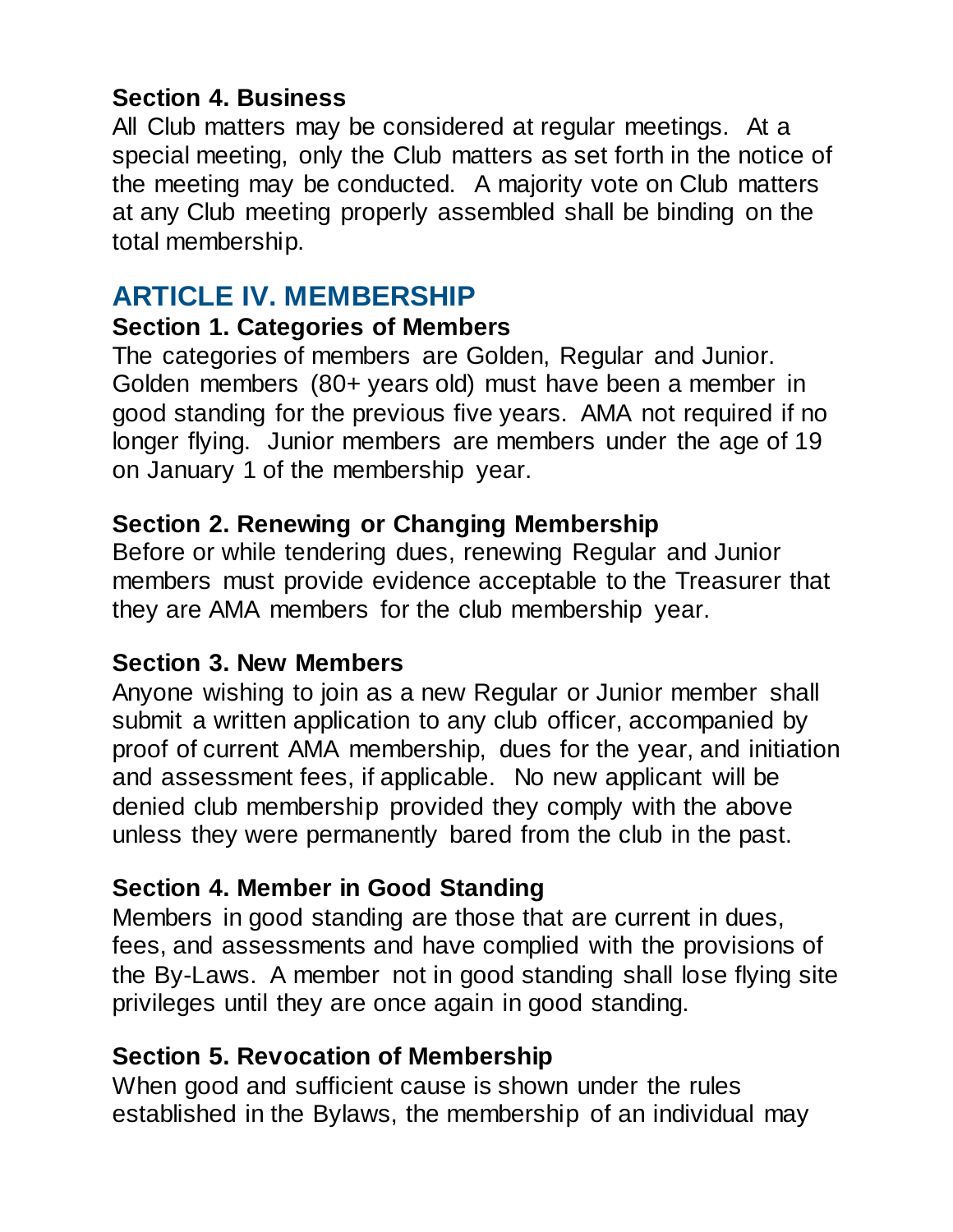### Section 4. Business

All Club matters may be considered at regular meetings. At a special meeting, only the Club matters as set forth in the notice of the meeting may be conducted. A majority vote on Club matters at any Club meeting properly assembled shall be binding on the total membership.

## ARTICLE IV. MEMBERSHIP

### Section 1. Categories of Members

The categories of members are Golden, Regular and Junior. Golden members (80+ years old) must have been a member in good standing for the previous five years. AMA not required if no longer flying. Junior members are members under the age of 19 on January 1 of the membership year.

### Section 2. Renewing or Changing Membership

Before or while tendering dues, renewing Regular and Junior members must provide evidence acceptable to the Treasurer that they are AMA members for the club membership year.

### Section 3. New Members

Anyone wishing to join as a new Regular or Junior member shall submit a written application to any club officer, accompanied by proof of current AMA membership, dues for the year, and initiation and assessment fees, if applicable. No new applicant will be denied club membership provided they comply with the above unless they were permanently bared from the club in the past.

### Section 4. Member in Good Standing

Members in good standing are those that are current in dues, fees, and assessments and have complied with the provisions of the By-Laws. A member not in good standing shall lose flying site privileges until they are once again in good standing.

### Section 5. Revocation of Membership

When good and sufficient cause is shown under the rules established in the Bylaws, the membership of an individual may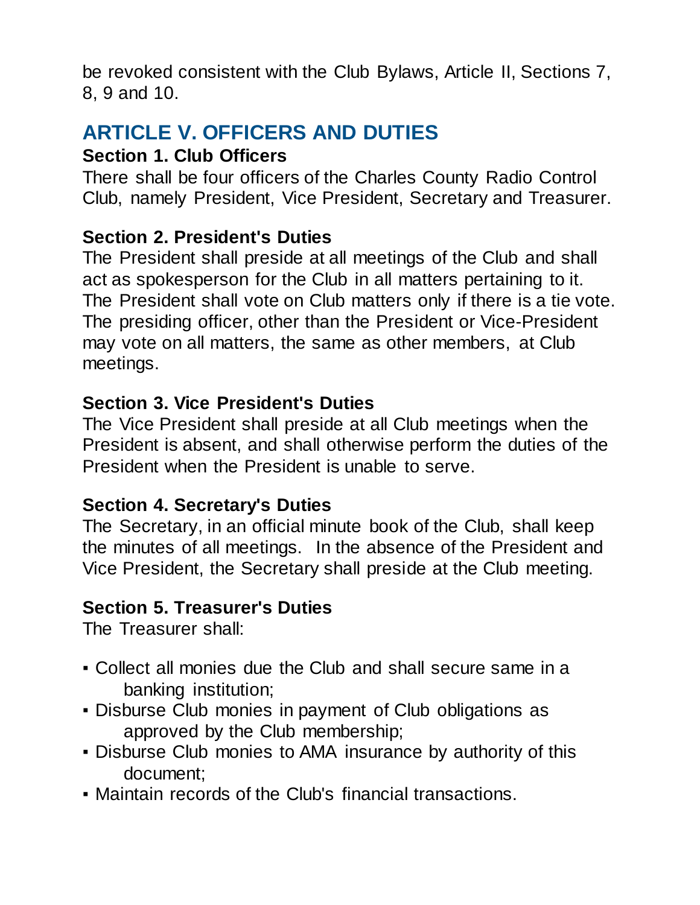be revoked consistent with the Club Bylaws, Article II, Sections 7, 8, 9 and 10.

## ARTICLE V. OFFICERS AND DUTIES

### Section 1. Club Officers

There shall be four officers of the Charles County Radio Control Club, namely President, Vice President, Secretary and Treasurer.

### Section 2. President's Duties

The President shall preside at all meetings of the Club and shall act as spokesperson for the Club in all matters pertaining to it. The President shall vote on Club matters only if there is a tie vote. The presiding officer, other than the President or Vice-President may vote on all matters, the same as other members, at Club meetings.

### Section 3. Vice President's Duties

The Vice President shall preside at all Club meetings when the President is absent, and shall otherwise perform the duties of the President when the President is unable to serve.

### Section 4. Secretary's Duties

The Secretary, in an official minute book of the Club, shall keep the minutes of all meetings. In the absence of the President and Vice President, the Secretary shall preside at the Club meeting.

### Section 5. Treasurer's Duties

The Treasurer shall:

- Collect all monies due the Club and shall secure same in a banking institution;
- Disburse Club monies in payment of Club obligations as approved by the Club membership;
- Disburse Club monies to AMA insurance by authority of this document;
- Maintain records of the Club's financial transactions.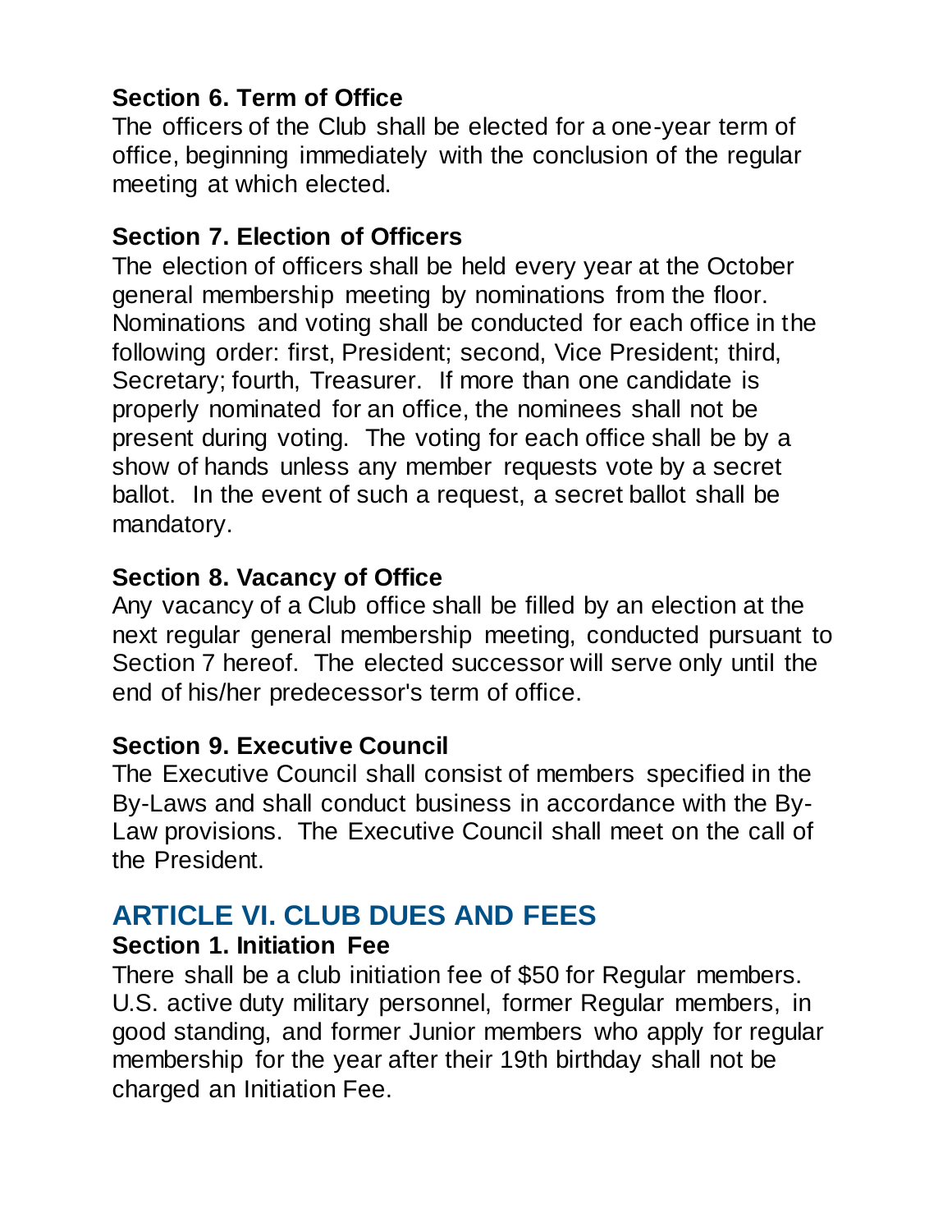### Section 6. Term of Office

The officers of the Club shall be elected for a one-year term of office, beginning immediately with the conclusion of the regular meeting at which elected.

### Section 7. Election of Officers

The election of officers shall be held every year at the October general membership meeting by nominations from the floor. Nominations and voting shall be conducted for each office in the following order: first, President; second, Vice President; third, Secretary; fourth, Treasurer. If more than one candidate is properly nominated for an office, the nominees shall not be present during voting. The voting for each office shall be by a show of hands unless any member requests vote by a secret ballot. In the event of such a request, a secret ballot shall be mandatory.

### Section 8. Vacancy of Office

Any vacancy of a Club office shall be filled by an election at the next regular general membership meeting, conducted pursuant to Section 7 hereof. The elected successor will serve only until the end of his/her predecessor's term of office.

### Section 9. Executive Council

The Executive Council shall consist of members specified in the By-Laws and shall conduct business in accordance with the By-Law provisions. The Executive Council shall meet on the call of the President.

## ARTICLE VI. CLUB DUES AND FEES

### Section 1. Initiation Fee

There shall be a club initiation fee of $50 for Regular members. U.S. active duty military personnel, former Regular members, in good standing, and former Junior members who apply for regular membership for the year after their 19th birthday shall not be charged an Initiation Fee.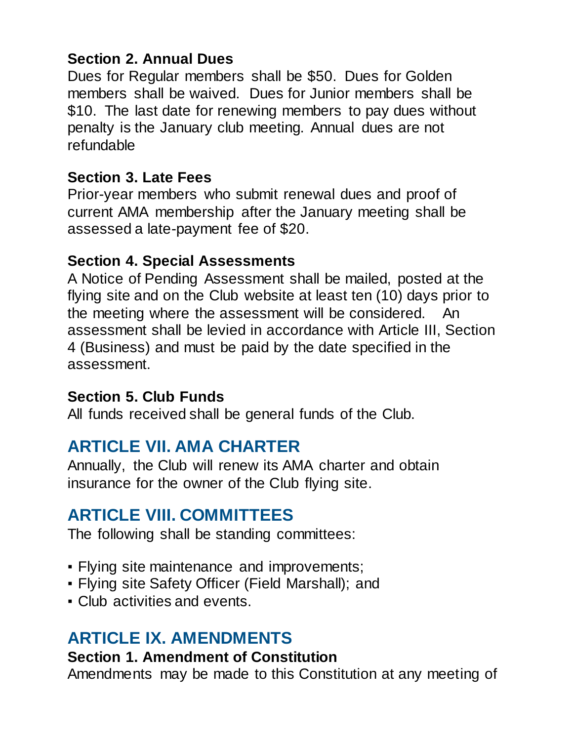### Section 2. Annual Dues

Dues for Regular members shall be $50. Dues for Golden members shall be waived. Dues for Junior members shall be $10. The last date for renewing members to pay dues without penalty is the January club meeting. Annual dues are not refundable

### Section 3. Late Fees

Prior-year members who submit renewal dues and proof of current AMA membership after the January meeting shall be assessed a late-payment fee of $20.

### Section 4. Special Assessments

A Notice of Pending Assessment shall be mailed, posted at the flying site and on the Club website at least ten (10) days prior to the meeting where the assessment will be considered. An assessment shall be levied in accordance with Article III, Section 4 (Business) and must be paid by the date specified in the assessment.

### Section 5. Club Funds

All funds received shall be general funds of the Club.

## ARTICLE VII. AMA CHARTER

Annually, the Club will renew its AMA charter and obtain insurance for the owner of the Club flying site.

## ARTICLE VIII. COMMITTEES

The following shall be standing committees:

- Flying site maintenance and improvements;
- Flying site Safety Officer (Field Marshall); and
- Club activities and events.

## ARTICLE IX. AMENDMENTS

### Section 1. Amendment of Constitution

Amendments may be made to this Constitution at any meeting of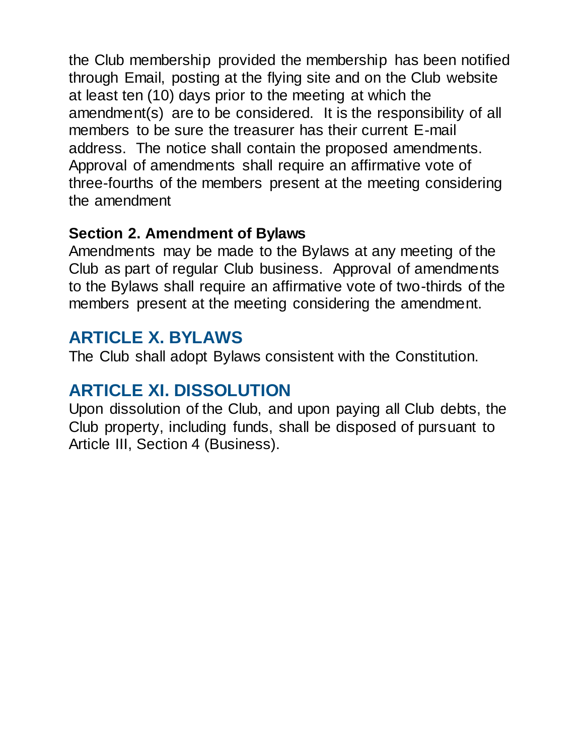the Club membership provided the membership has been notified through Email, posting at the flying site and on the Club website at least ten (10) days prior to the meeting at which the amendment(s) are to be considered. It is the responsibility of all members to be sure the treasurer has their current E-mail address. The notice shall contain the proposed amendments. Approval of amendments shall require an affirmative vote of three-fourths of the members present at the meeting considering the amendment

**Section 2. Amendment of Bylaws**

Amendments may be made to the Bylaws at any meeting of the Club as part of regular Club business. Approval of amendments to the Bylaws shall require an affirmative vote of two-thirds of the members present at the meeting considering the amendment.

## ARTICLE X. BYLAWS

The Club shall adopt Bylaws consistent with the Constitution.

## ARTICLE XI. DISSOLUTION

Upon dissolution of the Club, and upon paying all Club debts, the Club property, including funds, shall be disposed of pursuant to Article III, Section 4 (Business).